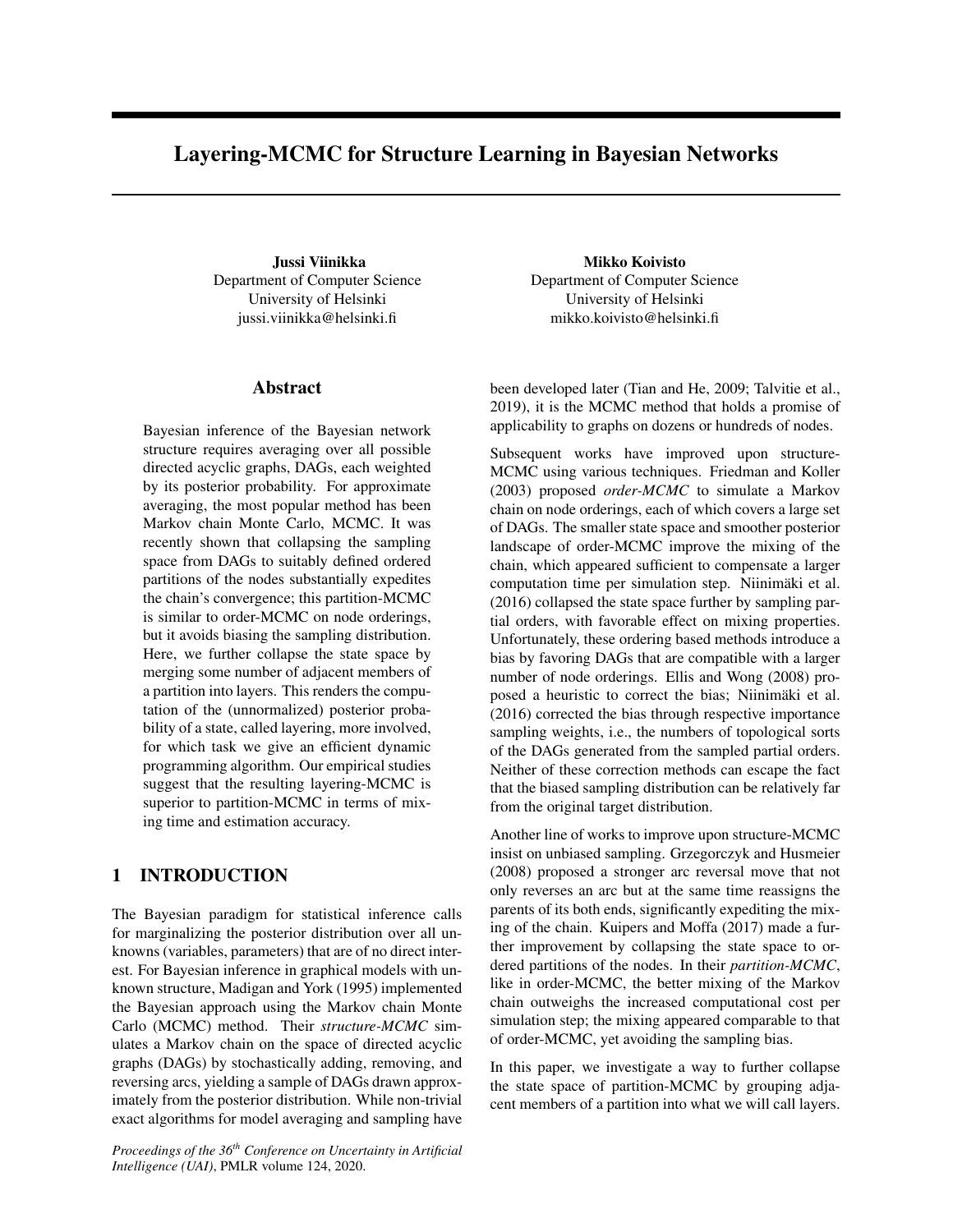# Layering-MCMC for Structure Learning in Bayesian Networks

**Jussi Viinikka**
Department of Computer Science
University of Helsinki
jussi.viinikka@helsinki.fi

**Mikko Koivisto**
Department of Computer Science
University of Helsinki
mikko.koivisto@helsinki.fi

## Abstract

Bayesian inference of the Bayesian network structure requires averaging over all possible directed acyclic graphs, DAGs, each weighted by its posterior probability. For approximate averaging, the most popular method has been Markov chain Monte Carlo, MCMC. It was recently shown that collapsing the sampling space from DAGs to suitably defined ordered partitions of the nodes substantially expedites the chain's convergence; this partition-MCMC is similar to order-MCMC on node orderings, but it avoids biasing the sampling distribution. Here, we further collapse the state space by merging some number of adjacent members of a partition into layers. This renders the computation of the (unnormalized) posterior probability of a state, called layering, more involved, for which task we give an efficient dynamic programming algorithm. Our empirical studies suggest that the resulting layering-MCMC is superior to partition-MCMC in terms of mixing time and estimation accuracy.

## 1 INTRODUCTION

The Bayesian paradigm for statistical inference calls for marginalizing the posterior distribution over all unknowns (variables, parameters) that are of no direct interest. For Bayesian inference in graphical models with unknown structure, Madigan and York (1995) implemented the Bayesian approach using the Markov chain Monte Carlo (MCMC) method. Their *structure-MCMC* simulates a Markov chain on the space of directed acyclic graphs (DAGs) by stochastically adding, removing, and reversing arcs, yielding a sample of DAGs drawn approximately from the posterior distribution. While non-trivial exact algorithms for model averaging and sampling have been developed later (Tian and He, 2009; Talvitie et al., 2019), it is the MCMC method that holds a promise of applicability to graphs on dozens or hundreds of nodes.

Subsequent works have improved upon structure-MCMC using various techniques. Friedman and Koller (2003) proposed *order-MCMC* to simulate a Markov chain on node orderings, each of which covers a large set of DAGs. The smaller state space and smoother posterior landscape of order-MCMC improve the mixing of the chain, which appeared sufficient to compensate a larger computation time per simulation step. Niinimäki et al. (2016) collapsed the state space further by sampling partial orders, with favorable effect on mixing properties. Unfortunately, these ordering based methods introduce a bias by favoring DAGs that are compatible with a larger number of node orderings. Ellis and Wong (2008) proposed a heuristic to correct the bias; Niinimäki et al. (2016) corrected the bias through respective importance sampling weights, i.e., the numbers of topological sorts of the DAGs generated from the sampled partial orders. Neither of these correction methods can escape the fact that the biased sampling distribution can be relatively far from the original target distribution.

Another line of works to improve upon structure-MCMC insist on unbiased sampling. Grzegorczyk and Husmeier (2008) proposed a stronger arc reversal move that not only reverses an arc but at the same time reassigns the parents of its both ends, significantly expediting the mixing of the chain. Kuipers and Moffa (2017) made a further improvement by collapsing the state space to ordered partitions of the nodes. In their *partition-MCMC*, like in order-MCMC, the better mixing of the Markov chain outweighs the increased computational cost per simulation step; the mixing appeared comparable to that of order-MCMC, yet avoiding the sampling bias.

In this paper, we investigate a way to further collapse the state space of partition-MCMC by grouping adjacent members of a partition into what we will call layers.

*Proceedings of the 36[th] Conference on Uncertainty in Artificial Intelligence (UAI)*, PMLR volume 124, 2020.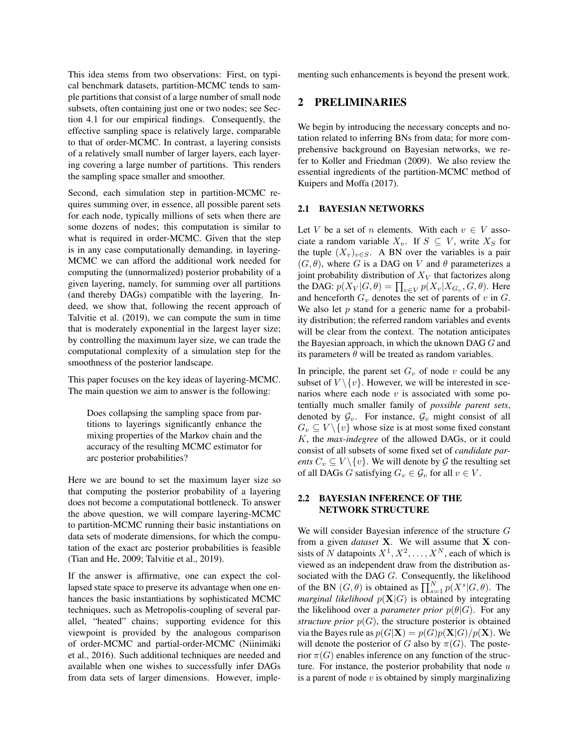This idea stems from two observations: First, on typical benchmark datasets, partition-MCMC tends to sample partitions that consist of a large number of small node subsets, often containing just one or two nodes; see Section 4.1 for our empirical findings. Consequently, the effective sampling space is relatively large, comparable to that of order-MCMC. In contrast, a layering consists of a relatively small number of larger layers, each layering covering a large number of partitions. This renders the sampling space smaller and smoother.

Second, each simulation step in partition-MCMC requires summing over, in essence, all possible parent sets for each node, typically millions of sets when there are some dozens of nodes; this computation is similar to what is required in order-MCMC. Given that the step is in any case computationally demanding, in layering-MCMC we can afford the additional work needed for computing the (unnormalized) posterior probability of a given layering, namely, for summing over all partitions (and thereby DAGs) compatible with the layering. Indeed, we show that, following the recent approach of Talvitie et al. (2019), we can compute the sum in time that is moderately exponential in the largest layer size; by controlling the maximum layer size, we can trade the computational complexity of a simulation step for the smoothness of the posterior landscape.

This paper focuses on the key ideas of layering-MCMC. The main question we aim to answer is the following:

> Does collapsing the sampling space from partitions to layerings significantly enhance the mixing properties of the Markov chain and the accuracy of the resulting MCMC estimator for arc posterior probabilities?

Here we are bound to set the maximum layer size so that computing the posterior probability of a layering does not become a computational bottleneck. To answer the above question, we will compare layering-MCMC to partition-MCMC running their basic instantiations on data sets of moderate dimensions, for which the computation of the exact arc posterior probabilities is feasible (Tian and He, 2009; Talvitie et al., 2019).

If the answer is affirmative, one can expect the collapsed state space to preserve its advantage when one enhances the basic instantiations by sophisticated MCMC techniques, such as Metropolis-coupling of several parallel, "heated" chains; supporting evidence for this viewpoint is provided by the analogous comparison of order-MCMC and partial-order-MCMC (Niinimäki et al., 2016). Such additional techniques are needed and available when one wishes to successfully infer DAGs from data sets of larger dimensions. However, implementing such enhancements is beyond the present work.

## 2 PRELIMINARIES

We begin by introducing the necessary concepts and notation related to inferring BNs from data; for more comprehensive background on Bayesian networks, we refer to Koller and Friedman (2009). We also review the essential ingredients of the partition-MCMC method of Kuipers and Moffa (2017).

### 2.1 BAYESIAN NETWORKS

Let $V$ be a set of $n$ elements. With each $v \in V$ associate a random variable $X_v$. If $S \subseteq V$, write $X_S$ for the tuple $(X_v)_{v \in S}$. A BN over the variables is a pair $(G, \theta)$, where $G$ is a DAG on $V$ and $\theta$ parameterizes a joint probability distribution of $X_V$ that factorizes along the DAG: $p(X_V|G,\theta) = \prod_{v \in V} p(X_v|X_{G_v}, G, \theta)$. Here and henceforth $G_v$ denotes the set of parents of $v$ in $G$. We also let $p$ stand for a generic name for a probability distribution; the referred random variables and events will be clear from the context. The notation anticipates the Bayesian approach, in which the uknown DAG $G$ and its parameters $\theta$ will be treated as random variables.

In principle, the parent set $G_v$ of node $v$ could be any subset of $V \setminus \{v\}$. However, we will be interested in scenarios where each node $v$ is associated with some potentially much smaller family of *possible parent sets*, denoted by $\mathcal{G}_v$. For instance, $\mathcal{G}_v$ might consist of all $G_v \subseteq V \setminus \{v\}$ whose size is at most some fixed constant $K$, the *max-indegree* of the allowed DAGs, or it could consist of all subsets of some fixed set of *candidate parents* $C_v \subseteq V \setminus \{v\}$. We will denote by $\mathcal{G}$ the resulting set of all DAGs $G$ satisfying $G_v \in \mathcal{G}_v$ for all $v \in V$.

### 2.2 BAYESIAN INFERENCE OF THE NETWORK STRUCTURE

We will consider Bayesian inference of the structure $G$ from a given *dataset* $\mathbf{X}$. We will assume that $\mathbf{X}$ consists of $N$ datapoints $X^1, X^2, \ldots, X^N$, each of which is viewed as an independent draw from the distribution associated with the DAG $G$. Consequently, the likelihood of the BN $(G, \theta)$ is obtained as $\prod_{s=1}^{N} p(X^s|G,\theta)$. The *marginal likelihood* $p(\mathbf{X}|G)$ is obtained by integrating the likelihood over a *parameter prior* $p(\theta|G)$. For any *structure prior* $p(G)$, the structure posterior is obtained via the Bayes rule as $p(G|\mathbf{X}) = p(G)p(\mathbf{X}|G)/p(\mathbf{X})$. We will denote the posterior of $G$ also by $\pi(G)$. The posterior $\pi(G)$ enables inference on any function of the structure. For instance, the posterior probability that node $u$ is a parent of node $v$ is obtained by simply marginalizing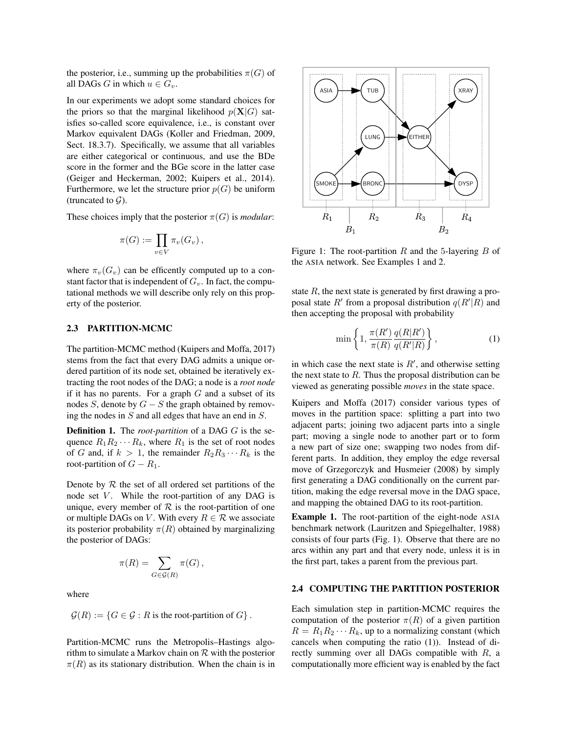the posterior, i.e., summing up the probabilities $\pi(G)$ of all DAGs $G$ in which $u \in G_v$.

In our experiments we adopt some standard choices for the priors so that the marginal likelihood $p(\mathbf{X}|G)$ satisfies so-called score equivalence, i.e., is constant over Markov equivalent DAGs (Koller and Friedman, 2009, Sect. 18.3.7). Specifically, we assume that all variables are either categorical or continuous, and use the BDe score in the former and the BGe score in the latter case (Geiger and Heckerman, 2002; Kuipers et al., 2014). Furthermore, we let the structure prior $p(G)$ be uniform (truncated to $\mathcal{G}$).

These choices imply that the posterior $\pi(G)$ is *modular*:

$$\pi(G) := \prod_{v \in V} \pi_v(G_v) \,,$$

where $\pi_v(G_v)$ can be efficently computed up to a constant factor that is independent of $G_v$. In fact, the computational methods we will describe only rely on this property of the posterior.

### 2.3 PARTITION-MCMC

The partition-MCMC method (Kuipers and Moffa, 2017) stems from the fact that every DAG admits a unique ordered partition of its node set, obtained be iteratively extracting the root nodes of the DAG; a node is a *root node* if it has no parents. For a graph $G$ and a subset of its nodes $S$, denote by $G - S$ the graph obtained by removing the nodes in $S$ and all edges that have an end in $S$.

**Definition 1.** The *root-partition* of a DAG $G$ is the sequence $R_1 R_2 \cdots R_k$, where $R_1$ is the set of root nodes of $G$ and, if $k > 1$, the remainder $R_2 R_3 \cdots R_k$ is the root-partition of $G - R_1$.

Denote by $\mathcal{R}$ the set of all ordered set partitions of the node set $V$. While the root-partition of any DAG is unique, every member of $\mathcal{R}$ is the root-partition of one or multiple DAGs on $V$. With every $R \in \mathcal{R}$ we associate its posterior probability $\pi(R)$ obtained by marginalizing the posterior of DAGs:

$$\pi(R) = \sum_{G \in \mathcal{G}(R)} \pi(G) \,,$$

where

$$\mathcal{G}(R) := \{G \in \mathcal{G} : R \text{ is the root-partition of } G\} \,.$$

Partition-MCMC runs the Metropolis–Hastings algorithm to simulate a Markov chain on $\mathcal{R}$ with the posterior $\pi(R)$ as its stationary distribution. When the chain is in state $R$, the next state is generated by first drawing a proposal state $R'$ from a proposal distribution $q(R'|R)$ and then accepting the proposal with probability

$$\min\left\{1, \frac{\pi(R')}{\pi(R)} \frac{q(R|R')}{q(R'|R)}\right\} , \tag{1}$$

in which case the next state is $R'$, and otherwise setting the next state to $R$. Thus the proposal distribution can be viewed as generating possible *moves* in the state space.

Figure 1: The root-partition $R$ and the 5-layering $B$ of the ASIA network. See Examples 1 and 2.

Kuipers and Moffa (2017) consider various types of moves in the partition space: splitting a part into two adjacent parts; joining two adjacent parts into a single part; moving a single node to another part or to form a new part of size one; swapping two nodes from different parts. In addition, they employ the edge reversal move of Grzegorczyk and Husmeier (2008) by simply first generating a DAG conditionally on the current partition, making the edge reversal move in the DAG space, and mapping the obtained DAG to its root-partition.

**Example 1.** The root-partition of the eight-node ASIA benchmark network (Lauritzen and Spiegelhalter, 1988) consists of four parts (Fig. 1). Observe that there are no arcs within any part and that every node, unless it is in the first part, takes a parent from the previous part.

### 2.4 COMPUTING THE PARTITION POSTERIOR

Each simulation step in partition-MCMC requires the computation of the posterior $\pi(R)$ of a given partition $R = R_1 R_2 \cdots R_k$, up to a normalizing constant (which cancels when computing the ratio (1)). Instead of directly summing over all DAGs compatible with $R$, a computationally more efficient way is enabled by the fact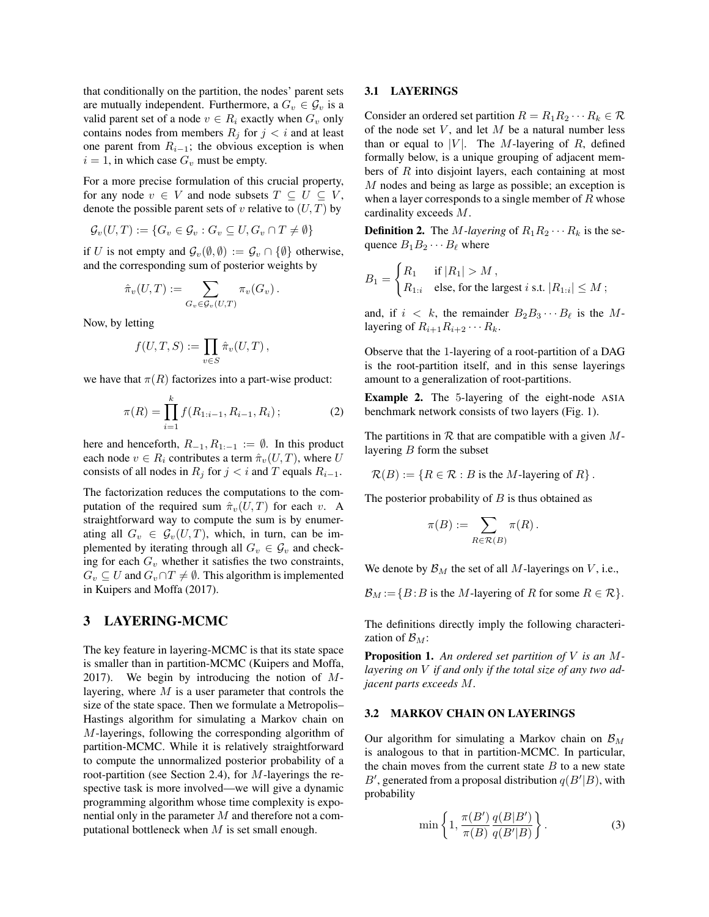that conditionally on the partition, the nodes' parent sets are mutually independent. Furthermore, a $G_v \in \mathcal{G}_v$ is a valid parent set of a node $v \in R_i$ exactly when $G_v$ only contains nodes from members $R_j$ for $j < i$ and at least one parent from $R_{i-1}$; the obvious exception is when $i = 1$, in which case $G_v$ must be empty.

For a more precise formulation of this crucial property, for any node $v \in V$ and node subsets $T \subseteq U \subseteq V$, denote the possible parent sets of $v$ relative to $(U, T)$ by

$$\mathcal{G}_v(U, T) := \{G_v \in \mathcal{G}_v : G_v \subseteq U, G_v \cap T \neq \emptyset\}$$

if $U$ is not empty and $\mathcal{G}_v(\emptyset, \emptyset) := \mathcal{G}_v \cap \{\emptyset\}$ otherwise, and the corresponding sum of posterior weights by

$$\hat{\pi}_v(U, T) := \sum_{G_v \in \mathcal{G}_v(U,T)} \pi_v(G_v) .$$

Now, by letting

$$f(U, T, S) := \prod_{v \in S} \hat{\pi}_v(U, T) ,$$

we have that $\pi(R)$ factorizes into a part-wise product:

$$\pi(R) = \prod_{i=1}^{k} f(R_{1:i-1}, R_{i-1}, R_i) ; \tag{2}$$

here and henceforth, $R_{-1}, R_{1:-1} := \emptyset$. In this product each node $v \in R_i$ contributes a term $\hat{\pi}_v(U, T)$, where $U$ consists of all nodes in $R_j$ for $j < i$ and $T$ equals $R_{i-1}$.

The factorization reduces the computations to the computation of the required sum $\hat{\pi}_v(U, T)$ for each $v$. A straightforward way to compute the sum is by enumerating all $G_v \in \mathcal{G}_v(U, T)$, which, in turn, can be implemented by iterating through all $G_v \in \mathcal{G}_v$ and checking for each $G_v$ whether it satisfies the two constraints, $G_v \subseteq U$ and $G_v \cap T \neq \emptyset$. This algorithm is implemented in Kuipers and Moffa (2017).

# 3 LAYERING-MCMC

The key feature in layering-MCMC is that its state space is smaller than in partition-MCMC (Kuipers and Moffa, 2017). We begin by introducing the notion of $M$-layering, where $M$ is a user parameter that controls the size of the state space. Then we formulate a Metropolis–Hastings algorithm for simulating a Markov chain on $M$-layerings, following the corresponding algorithm of partition-MCMC. While it is relatively straightforward to compute the unnormalized posterior probability of a root-partition (see Section 2.4), for $M$-layerings the respective task is more involved—we will give a dynamic programming algorithm whose time complexity is exponential only in the parameter $M$ and therefore not a computational bottleneck when $M$ is set small enough.

## 3.1 LAYERINGS

Consider an ordered set partition $R = R_1 R_2 \cdots R_k \in \mathcal{R}$ of the node set $V$, and let $M$ be a natural number less than or equal to $|V|$. The $M$-layering of $R$, defined formally below, is a unique grouping of adjacent members of $R$ into disjoint layers, each containing at most $M$ nodes and being as large as possible; an exception is when a layer corresponds to a single member of $R$ whose cardinality exceeds $M$.

**Definition 2.** The *$M$-layering* of $R_1 R_2 \cdots R_k$ is the sequence $B_1 B_2 \cdots B_\ell$ where

$$B_1 = \begin{cases} R_1 & \text{if } |R_1| > M , \\ R_{1:i} & \text{else, for the largest } i \text{ s.t. } |R_{1:i}| \leq M ; \end{cases}$$

and, if $i < k$, the remainder $B_2 B_3 \cdots B_\ell$ is the $M$-layering of $R_{i+1} R_{i+2} \cdots R_k$.

Observe that the 1-layering of a root-partition of a DAG is the root-partition itself, and in this sense layerings amount to a generalization of root-partitions.

**Example 2.** The 5-layering of the eight-node ASIA benchmark network consists of two layers (Fig. 1).

The partitions in $\mathcal{R}$ that are compatible with a given $M$-layering $B$ form the subset

$$\mathcal{R}(B) := \{R \in \mathcal{R} : B \text{ is the } M\text{-layering of } R\} .$$

The posterior probability of $B$ is thus obtained as

$$\pi(B) := \sum_{R \in \mathcal{R}(B)} \pi(R) .$$

We denote by $\mathcal{B}_M$ the set of all $M$-layerings on $V$, i.e.,

$$\mathcal{B}_M := \{B : B \text{ is the } M\text{-layering of } R \text{ for some } R \in \mathcal{R}\}.$$

The definitions directly imply the following characterization of $\mathcal{B}_M$:

**Proposition 1.** *An ordered set partition of $V$ is an $M$-layering on $V$ if and only if the total size of any two adjacent parts exceeds $M$.*

## 3.2 MARKOV CHAIN ON LAYERINGS

Our algorithm for simulating a Markov chain on $\mathcal{B}_M$ is analogous to that in partition-MCMC. In particular, the chain moves from the current state $B$ to a new state $B'$, generated from a proposal distribution $q(B'|B)$, with probability

$$\min \left\{ 1, \frac{\pi(B')}{\pi(B)} \frac{q(B|B')}{q(B'|B)} \right\} . \tag{3}$$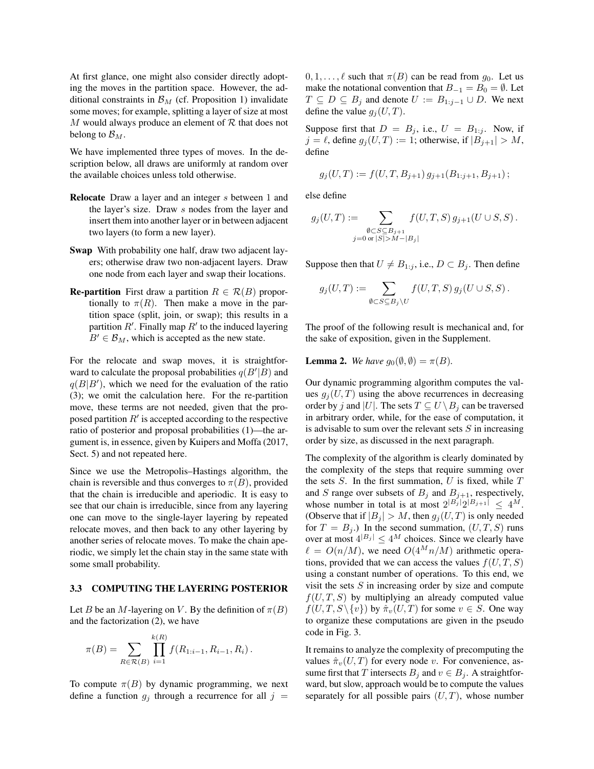At first glance, one might also consider directly adopting the moves in the partition space. However, the additional constraints in $\mathcal{B}_M$ (cf. Proposition 1) invalidate some moves; for example, splitting a layer of size at most $M$ would always produce an element of $\mathcal{R}$ that does not belong to $\mathcal{B}_M$.

We have implemented three types of moves. In the description below, all draws are uniformly at random over the available choices unless told otherwise.

**Relocate** Draw a layer and an integer $s$ between 1 and the layer's size. Draw $s$ nodes from the layer and insert them into another layer or in between adjacent two layers (to form a new layer).

**Swap** With probability one half, draw two adjacent layers; otherwise draw two non-adjacent layers. Draw one node from each layer and swap their locations.

**Re-partition** First draw a partition $R \in \mathcal{R}(B)$ proportionally to $\pi(R)$. Then make a move in the partition space (split, join, or swap); this results in a partition $R'$. Finally map $R'$ to the induced layering $B' \in \mathcal{B}_M$, which is accepted as the new state.

For the relocate and swap moves, it is straightforward to calculate the proposal probabilities $q(B'|B)$ and $q(B|B')$, which we need for the evaluation of the ratio (3); we omit the calculation here. For the re-partition move, these terms are not needed, given that the proposed partition $R'$ is accepted according to the respective ratio of posterior and proposal probabilities (1)—the argument is, in essence, given by Kuipers and Moffa (2017, Sect. 5) and not repeated here.

Since we use the Metropolis–Hastings algorithm, the chain is reversible and thus converges to $\pi(B)$, provided that the chain is irreducible and aperiodic. It is easy to see that our chain is irreducible, since from any layering one can move to the single-layer layering by repeated relocate moves, and then back to any other layering by another series of relocate moves. To make the chain aperiodic, we simply let the chain stay in the same state with some small probability.

### 3.3 COMPUTING THE LAYERING POSTERIOR

Let $B$ be an $M$-layering on $V$. By the definition of $\pi(B)$ and the factorization (2), we have

$$\pi(B) = \sum_{R \in \mathcal{R}(B)} \prod_{i=1}^{k(R)} f(R_{1:i-1}, R_{i-1}, R_i) .$$

To compute $\pi(B)$ by dynamic programming, we next define a function $g_j$ through a recurrence for all $j = 0, 1, \ldots, \ell$ such that $\pi(B)$ can be read from $g_0$. Let us make the notational convention that $B_{-1} = B_0 = \emptyset$. Let $T \subseteq D \subseteq B_j$ and denote $U := B_{1:j-1} \cup D$. We next define the value $g_j(U, T)$.

Suppose first that $D = B_j$, i.e., $U = B_{1:j}$. Now, if $j = \ell$, define $g_j(U, T) := 1$; otherwise, if $|B_{j+1}| > M$, define

$$g_j(U, T) := f(U, T, B_{j+1})\, g_{j+1}(B_{1:j+1}, B_{j+1}) ;$$

else define

$$g_j(U, T) := \sum_{\substack{\emptyset \subset S \subseteq B_{j+1} \\ j=0 \text{ or } |S| > M - |B_j|}} f(U, T, S)\, g_{j+1}(U \cup S, S) .$$

Suppose then that $U \neq B_{1:j}$, i.e., $D \subset B_j$. Then define

$$g_j(U, T) := \sum_{\emptyset \subset S \subseteq B_j \setminus U} f(U, T, S)\, g_j(U \cup S, S) .$$

The proof of the following result is mechanical and, for the sake of exposition, given in the Supplement.

**Lemma 2.** *We have* $g_0(\emptyset, \emptyset) = \pi(B)$.

Our dynamic programming algorithm computes the values $g_j(U, T)$ using the above recurrences in decreasing order by $j$ and $|U|$. The sets $T \subseteq U \setminus B_j$ can be traversed in arbitrary order, while, for the ease of computation, it is advisable to sum over the relevant sets $S$ in increasing order by size, as discussed in the next paragraph.

The complexity of the algorithm is clearly dominated by the complexity of the steps that require summing over the sets $S$. In the first summation, $U$ is fixed, while $T$ and $S$ range over subsets of $B_j$ and $B_{j+1}$, respectively, whose number in total is at most $2^{|B_j|} 2^{|B_{j+1}|} \leq 4^M$. (Observe that if $|B_j| > M$, then $g_j(U, T)$ is only needed for $T = B_j$.) In the second summation, $(U, T, S)$ runs over at most $4^{|B_j|} \leq 4^M$ choices. Since we clearly have $\ell = O(n/M)$, we need $O(4^M n/M)$ arithmetic operations, provided that we can access the values $f(U, T, S)$ using a constant number of operations. To this end, we visit the sets $S$ in increasing order by size and compute $f(U, T, S)$ by multiplying an already computed value $f(U, T, S \setminus \{v\})$ by $\hat{\pi}_v(U, T)$ for some $v \in S$. One way to organize these computations are given in the pseudo code in Fig. 3.

It remains to analyze the complexity of precomputing the values $\hat{\pi}_v(U, T)$ for every node $v$. For convenience, assume first that $T$ intersects $B_j$ and $v \in B_j$. A straightforward, but slow, approach would be to compute the values separately for all possible pairs $(U, T)$, whose number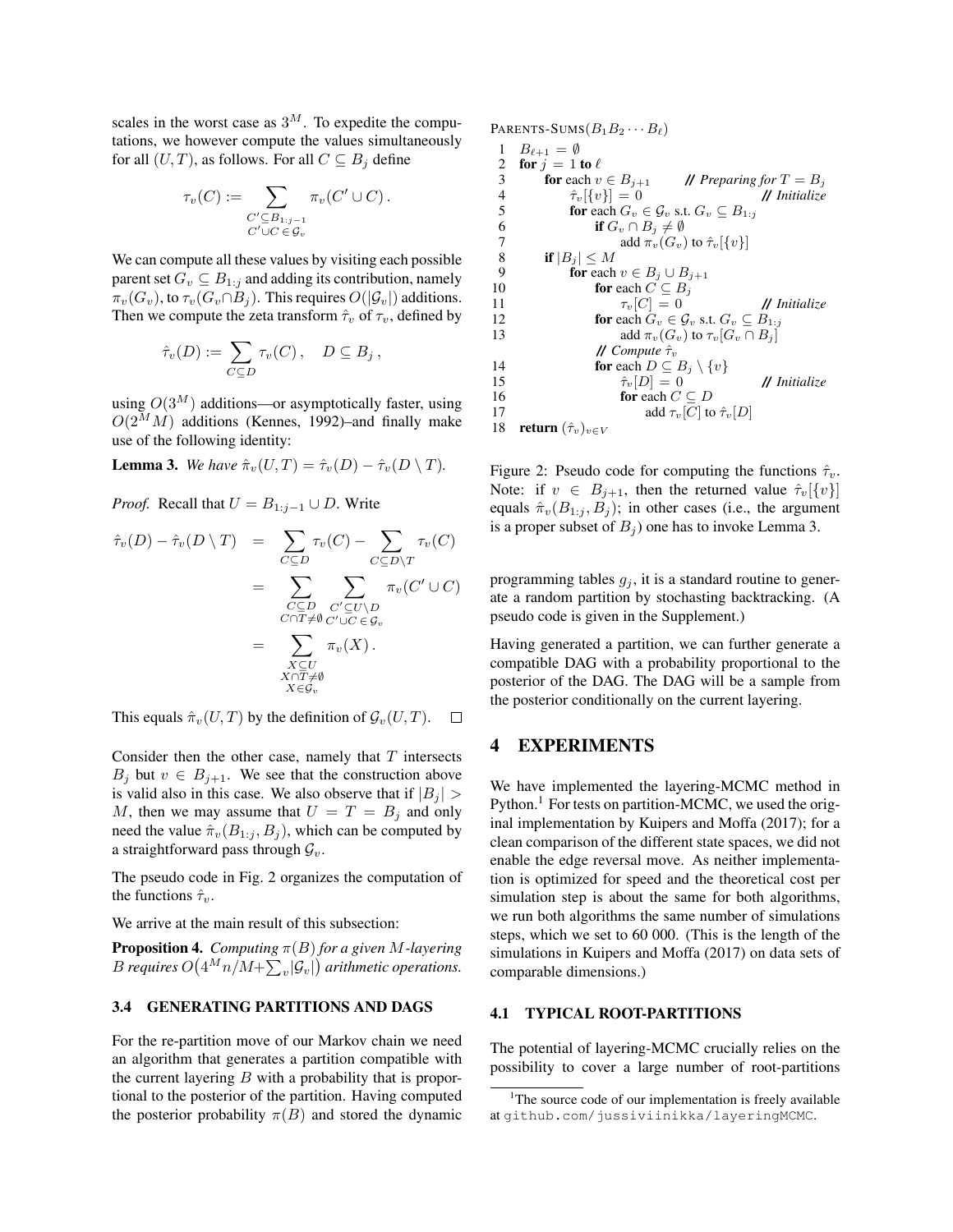scales in the worst case as $3^M$. To expedite the computations, we however compute the values simultaneously for all $(U, T)$, as follows. For all $C \subseteq B_j$ define

$$\tau_v(C) := \sum_{\substack{C' \subseteq B_{1:j-1} \\ C' \cup C \in \mathcal{G}_v}} \pi_v(C' \cup C)\,.$$

We can compute all these values by visiting each possible parent set $G_v \subseteq B_{1:j}$ and adding its contribution, namely $\pi_v(G_v)$, to $\tau_v(G_v \cap B_j)$. This requires $O(|\mathcal{G}_v|)$ additions. Then we compute the zeta transform $\hat{\tau}_v$ of $\tau_v$, defined by

$$\hat{\tau}_v(D) := \sum_{C \subseteq D} \tau_v(C)\,, \quad D \subseteq B_j\,,$$

using $O(3^M)$ additions—or asymptotically faster, using $O(2^M M)$ additions (Kennes, 1992)–and finally make use of the following identity:

**Lemma 3.** *We have* $\hat{\pi}_v(U, T) = \hat{\tau}_v(D) - \hat{\tau}_v(D \setminus T)$.

*Proof.* Recall that $U = B_{1:j-1} \cup D$. Write

$$\begin{aligned}
\hat{\tau}_v(D) - \hat{\tau}_v(D \setminus T) &= \sum_{C \subseteq D} \tau_v(C) - \sum_{C \subseteq D \setminus T} \tau_v(C) \\
&= \sum_{\substack{C \subseteq D \\ C \cap T \neq \emptyset}} \sum_{\substack{C' \subseteq U \setminus D \\ C' \cup C \in \mathcal{G}_v}} \pi_v(C' \cup C) \\
&= \sum_{\substack{X \subseteq U \\ X \cap T \neq \emptyset \\ X \in \mathcal{G}_v}} \pi_v(X)\,.
\end{aligned}$$

This equals $\hat{\pi}_v(U, T)$ by the definition of $\mathcal{G}_v(U, T)$. □

Consider then the other case, namely that $T$ intersects $B_j$ but $v \in B_{j+1}$. We see that the construction above is valid also in this case. We also observe that if $|B_j| > M$, then we may assume that $U = T = B_j$ and only need the value $\hat{\pi}_v(B_{1:j}, B_j)$, which can be computed by a straightforward pass through $\mathcal{G}_v$.

The pseudo code in Fig. 2 organizes the computation of the functions $\hat{\tau}_v$.

We arrive at the main result of this subsection:

**Proposition 4.** *Computing $\pi(B)$ for a given $M$-layering $B$ requires $O\big(4^M n/M + \sum_v |\mathcal{G}_v|\big)$ arithmetic operations.*

### 3.4 GENERATING PARTITIONS AND DAGS

For the re-partition move of our Markov chain we need an algorithm that generates a partition compatible with the current layering $B$ with a probability that is proportional to the posterior of the partition. Having computed the posterior probability $\pi(B)$ and stored the dynamic

```
PARENTS-SUMS(B_1 B_2 ··· B_ℓ)
1   B_{ℓ+1} = ∅
2   for j = 1 to ℓ
3       for each v ∈ B_{j+1}          // Preparing for T = B_j
4           τ̂_v[{v}] = 0                         // Initialize
5           for each G_v ∈ 𝒢_v s.t. G_v ⊆ B_{1:j}
6               if G_v ∩ B_j ≠ ∅
7                   add π_v(G_v) to τ̂_v[{v}]
8       if |B_j| ≤ M
9           for each v ∈ B_j ∪ B_{j+1}
10              for each C ⊆ B_j
11                  τ_v[C] = 0                    // Initialize
12              for each G_v ∈ 𝒢_v s.t. G_v ⊆ B_{1:j}
13                  add π_v(G_v) to τ_v[G_v ∩ B_j]
                // Compute τ̂_v
14              for each D ⊆ B_j \ {v}
15                  τ̂_v[D] = 0                   // Initialize
16                  for each C ⊆ D
17                      add τ_v[C] to τ̂_v[D]
18  return (τ̂_v)_{v∈V}
```

Figure 2: Pseudo code for computing the functions $\hat{\tau}_v$. Note: if $v \in B_{j+1}$, then the returned value $\hat{\tau}_v[\{v\}]$ equals $\hat{\pi}_v(B_{1:j}, B_j)$; in other cases (i.e., the argument is a proper subset of $B_j$) one has to invoke Lemma 3.

programming tables $g_j$, it is a standard routine to generate a random partition by stochasting backtracking. (A pseudo code is given in the Supplement.)

Having generated a partition, we can further generate a compatible DAG with a probability proportional to the posterior of the DAG. The DAG will be a sample from the posterior conditionally on the current layering.

## 4 EXPERIMENTS

We have implemented the layering-MCMC method in Python.[1] For tests on partition-MCMC, we used the original implementation by Kuipers and Moffa (2017); for a clean comparison of the different state spaces, we did not enable the edge reversal move. As neither implementation is optimized for speed and the theoretical cost per simulation step is about the same for both algorithms, we run both algorithms the same number of simulations steps, which we set to 60 000. (This is the length of the simulations in Kuipers and Moffa (2017) on data sets of comparable dimensions.)

### 4.1 TYPICAL ROOT-PARTITIONS

The potential of layering-MCMC crucially relies on the possibility to cover a large number of root-partitions

[1] The source code of our implementation is freely available at github.com/jussiviinikka/layeringMCMC.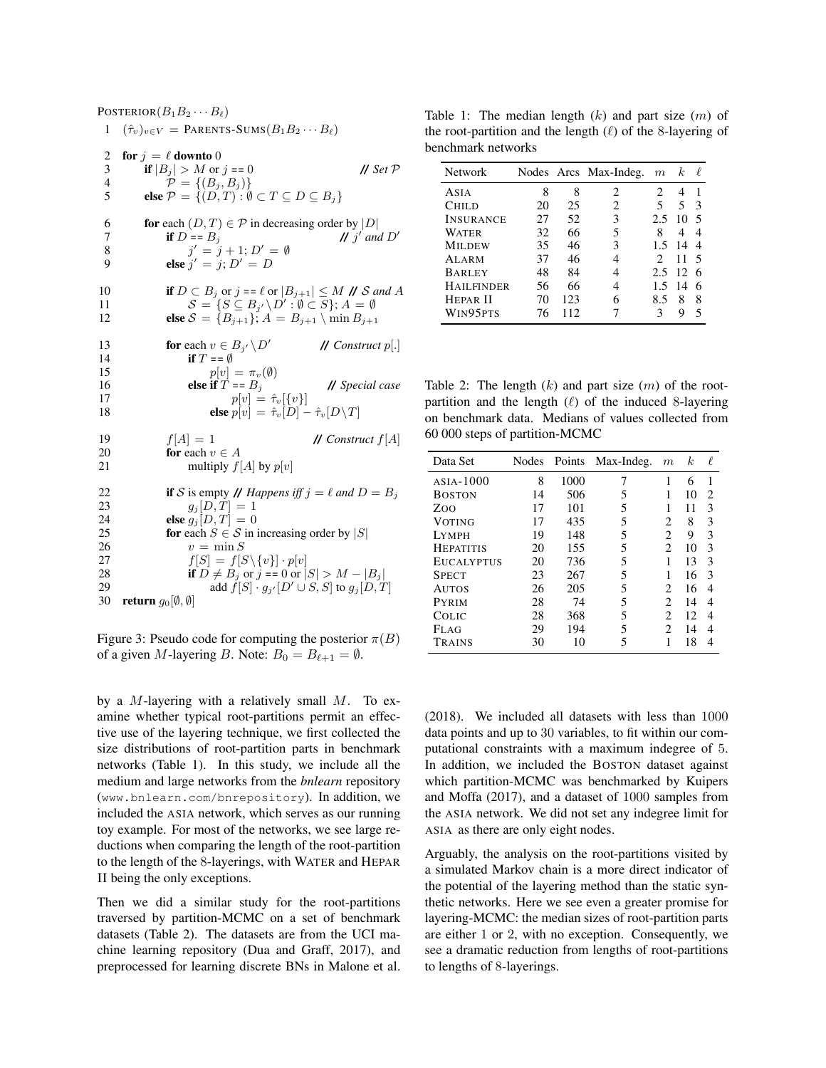```
POSTERIOR(B_1 B_2 ··· B_ℓ)
1   (τ̂_v)_{v∈V} = PARENTS-SUMS(B_1 B_2 ··· B_ℓ)

2   for j = ℓ downto 0
3       if |B_j| > M or j == 0                         // Set P
4           P = {(B_j, B_j)}
5       else P = {(D, T) : ∅ ⊂ T ⊆ D ⊆ B_j}

6       for each (D, T) ∈ P in decreasing order by |D|
7           if D == B_j                                // j' and D'
8               j' = j + 1; D' = ∅
9           else j' = j; D' = D

10          if D ⊂ B_j or j == ℓ or |B_{j+1}| ≤ M     // S and A
11              S = {S ⊆ B_{j'} \ D' : ∅ ⊂ S}; A = ∅
12          else S = {B_{j+1}}; A = B_{j+1} \ min B_{j+1}

13          for each v ∈ B_{j'} \ D'                   // Construct p[.]
14              if T == ∅
15                  p[v] = π_v(∅)
16              else if T == B_j                       // Special case
17                  p[v] = τ̂_v[{v}]
18              else p[v] = τ̂_v[D] − τ̂_v[D \ T]

19          f[A] = 1                                   // Construct f[A]
20          for each v ∈ A
21              multiply f[A] by p[v]

22          if S is empty // Happens iff j = ℓ and D = B_j
23              g_j[D, T] = 1
24          else g_j[D, T] = 0
25          for each S ∈ S in increasing order by |S|
26              v = min S
27              f[S] = f[S \ {v}] · p[v]
28              if D ≠ B_j or j == 0 or |S| > M − |B_j|
29                  add f[S] · g_{j'}[D' ∪ S, S] to g_j[D, T]
30  return g_0[∅, ∅]
```

Figure 3: Pseudo code for computing the posterior $\pi(B)$ of a given $M$-layering $B$. Note: $B_0 = B_{\ell+1} = \emptyset$.

by a $M$-layering with a relatively small $M$. To examine whether typical root-partitions permit an effective use of the layering technique, we first collected the size distributions of root-partition parts in benchmark networks (Table 1). In this study, we include all the medium and large networks from the *bnlearn* repository (www.bnlearn.com/bnrepository). In addition, we included the ASIA network, which serves as our running toy example. For most of the networks, we see large reductions when comparing the length of the root-partition to the length of the 8-layerings, with WATER and HEPAR II being the only exceptions.

Then we did a similar study for the root-partitions traversed by partition-MCMC on a set of benchmark datasets (Table 2). The datasets are from the UCI machine learning repository (Dua and Graff, 2017), and preprocessed for learning discrete BNs in Malone et al. (2018). We included all datasets with less than 1000 data points and up to 30 variables, to fit within our computational constraints with a maximum indegree of 5. In addition, we included the BOSTON dataset against which partition-MCMC was benchmarked by Kuipers and Moffa (2017), and a dataset of 1000 samples from the ASIA network. We did not set any indegree limit for ASIA as there are only eight nodes.

Table 1: The median length ($k$) and part size ($m$) of the root-partition and the length ($\ell$) of the 8-layering of benchmark networks

| Network | Nodes | Arcs | Max-Indeg. | $m$ | $k$ | $\ell$ |
|---|---|---|---|---|---|---|
| ASIA | 8 | 8 | 2 | 2 | 4 | 1 |
| CHILD | 20 | 25 | 2 | 5 | 5 | 3 |
| INSURANCE | 27 | 52 | 3 | 2.5 | 10 | 5 |
| WATER | 32 | 66 | 5 | 8 | 4 | 4 |
| MILDEW | 35 | 46 | 3 | 1.5 | 14 | 4 |
| ALARM | 37 | 46 | 4 | 2 | 11 | 5 |
| BARLEY | 48 | 84 | 4 | 2.5 | 12 | 6 |
| HAILFINDER | 56 | 66 | 4 | 1.5 | 14 | 6 |
| HEPAR II | 70 | 123 | 6 | 8.5 | 8 | 8 |
| WIN95PTS | 76 | 112 | 7 | 3 | 9 | 5 |

Table 2: The length ($k$) and part size ($m$) of the root-partition and the length ($\ell$) of the induced 8-layering on benchmark data. Medians of values collected from 60 000 steps of partition-MCMC

| Data Set | Nodes | Points | Max-Indeg. | $m$ | $k$ | $\ell$ |
|---|---|---|---|---|---|---|
| ASIA-1000 | 8 | 1000 | 7 | 1 | 6 | 1 |
| BOSTON | 14 | 506 | 5 | 1 | 10 | 2 |
| ZOO | 17 | 101 | 5 | 1 | 11 | 3 |
| VOTING | 17 | 435 | 5 | 2 | 8 | 3 |
| LYMPH | 19 | 148 | 5 | 2 | 9 | 3 |
| HEPATITIS | 20 | 155 | 5 | 2 | 10 | 3 |
| EUCALYPTUS | 20 | 736 | 5 | 1 | 13 | 3 |
| SPECT | 23 | 267 | 5 | 1 | 16 | 3 |
| AUTOS | 26 | 205 | 5 | 2 | 16 | 4 |
| PYRIM | 28 | 74 | 5 | 2 | 14 | 4 |
| COLIC | 28 | 368 | 5 | 2 | 12 | 4 |
| FLAG | 29 | 194 | 5 | 2 | 14 | 4 |
| TRAINS | 30 | 10 | 5 | 1 | 18 | 4 |

Arguably, the analysis on the root-partitions visited by a simulated Markov chain is a more direct indicator of the potential of the layering method than the static synthetic networks. Here we see even a greater promise for layering-MCMC: the median sizes of root-partition parts are either 1 or 2, with no exception. Consequently, we see a dramatic reduction from lengths of root-partitions to lengths of 8-layerings.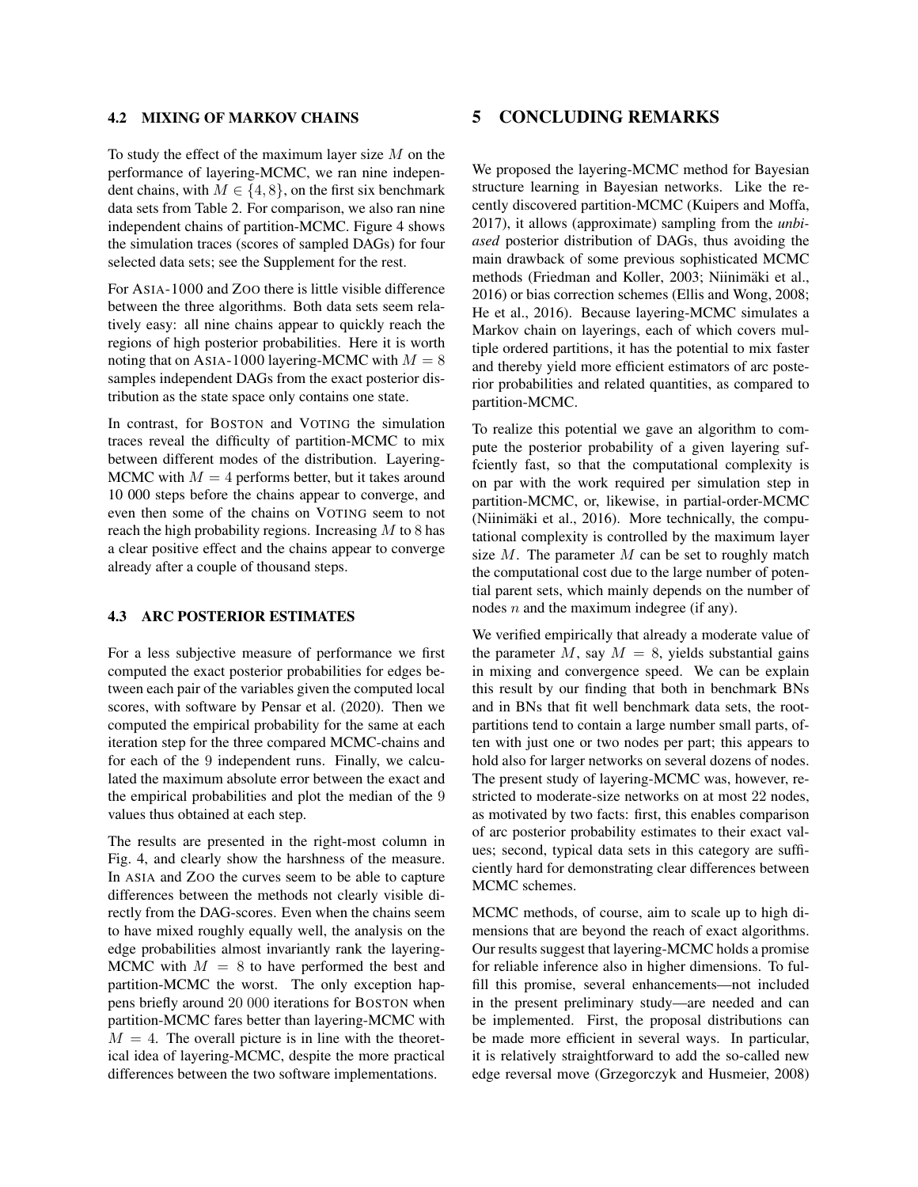### 4.2 MIXING OF MARKOV CHAINS

To study the effect of the maximum layer size $M$ on the performance of layering-MCMC, we ran nine independent chains, with $M \in \{4, 8\}$, on the first six benchmark data sets from Table 2. For comparison, we also ran nine independent chains of partition-MCMC. Figure 4 shows the simulation traces (scores of sampled DAGs) for four selected data sets; see the Supplement for the rest.

For ASIA-1000 and ZOO there is little visible difference between the three algorithms. Both data sets seem relatively easy: all nine chains appear to quickly reach the regions of high posterior probabilities. Here it is worth noting that on ASIA-1000 layering-MCMC with $M = 8$ samples independent DAGs from the exact posterior distribution as the state space only contains one state.

In contrast, for BOSTON and VOTING the simulation traces reveal the difficulty of partition-MCMC to mix between different modes of the distribution. Layering-MCMC with $M = 4$ performs better, but it takes around 10 000 steps before the chains appear to converge, and even then some of the chains on VOTING seem to not reach the high probability regions. Increasing $M$ to 8 has a clear positive effect and the chains appear to converge already after a couple of thousand steps.

### 4.3 ARC POSTERIOR ESTIMATES

For a less subjective measure of performance we first computed the exact posterior probabilities for edges between each pair of the variables given the computed local scores, with software by Pensar et al. (2020). Then we computed the empirical probability for the same at each iteration step for the three compared MCMC-chains and for each of the 9 independent runs. Finally, we calculated the maximum absolute error between the exact and the empirical probabilities and plot the median of the 9 values thus obtained at each step.

The results are presented in the right-most column in Fig. 4, and clearly show the harshness of the measure. In ASIA and ZOO the curves seem to be able to capture differences between the methods not clearly visible directly from the DAG-scores. Even when the chains seem to have mixed roughly equally well, the analysis on the edge probabilities almost invariantly rank the layering-MCMC with $M = 8$ to have performed the best and partition-MCMC the worst. The only exception happens briefly around 20 000 iterations for BOSTON when partition-MCMC fares better than layering-MCMC with $M = 4$. The overall picture is in line with the theoretical idea of layering-MCMC, despite the more practical differences between the two software implementations.

## 5 CONCLUDING REMARKS

We proposed the layering-MCMC method for Bayesian structure learning in Bayesian networks. Like the recently discovered partition-MCMC (Kuipers and Moffa, 2017), it allows (approximate) sampling from the *unbiased* posterior distribution of DAGs, thus avoiding the main drawback of some previous sophisticated MCMC methods (Friedman and Koller, 2003; Niinimäki et al., 2016) or bias correction schemes (Ellis and Wong, 2008; He et al., 2016). Because layering-MCMC simulates a Markov chain on layerings, each of which covers multiple ordered partitions, it has the potential to mix faster and thereby yield more efficient estimators of arc posterior probabilities and related quantities, as compared to partition-MCMC.

To realize this potential we gave an algorithm to compute the posterior probability of a given layering sufficiently fast, so that the computational complexity is on par with the work required per simulation step in partition-MCMC, or, likewise, in partial-order-MCMC (Niinimäki et al., 2016). More technically, the computational complexity is controlled by the maximum layer size $M$. The parameter $M$ can be set to roughly match the computational cost due to the large number of potential parent sets, which mainly depends on the number of nodes $n$ and the maximum indegree (if any).

We verified empirically that already a moderate value of the parameter $M$, say $M = 8$, yields substantial gains in mixing and convergence speed. We can be explain this result by our finding that both in benchmark BNs and in BNs that fit well benchmark data sets, the root-partitions tend to contain a large number small parts, often with just one or two nodes per part; this appears to hold also for larger networks on several dozens of nodes. The present study of layering-MCMC was, however, restricted to moderate-size networks on at most 22 nodes, as motivated by two facts: first, this enables comparison of arc posterior probability estimates to their exact values; second, typical data sets in this category are sufficiently hard for demonstrating clear differences between MCMC schemes.

MCMC methods, of course, aim to scale up to high dimensions that are beyond the reach of exact algorithms. Our results suggest that layering-MCMC holds a promise for reliable inference also in higher dimensions. To fulfill this promise, several enhancements—not included in the present preliminary study—are needed and can be implemented. First, the proposal distributions can be made more efficient in several ways. In particular, it is relatively straightforward to add the so-called new edge reversal move (Grzegorczyk and Husmeier, 2008)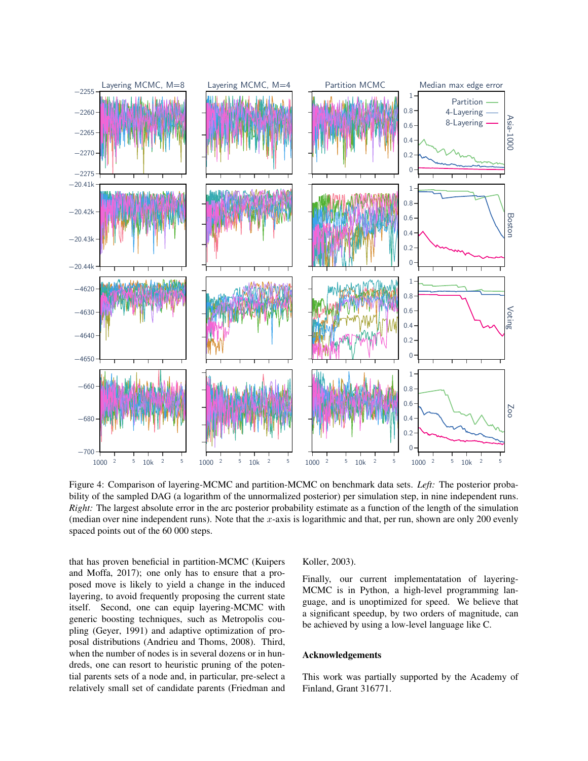Figure 4: Comparison of layering-MCMC and partition-MCMC on benchmark data sets. *Left:* The posterior probability of the sampled DAG (a logarithm of the unnormalized posterior) per simulation step, in nine independent runs. *Right:* The largest absolute error in the arc posterior probability estimate as a function of the length of the simulation (median over nine independent runs). Note that the $x$-axis is logarithmic and that, per run, shown are only 200 evenly spaced points out of the 60 000 steps.

that has proven beneficial in partition-MCMC (Kuipers and Moffa, 2017); one only has to ensure that a proposed move is likely to yield a change in the induced layering, to avoid frequently proposing the current state itself. Second, one can equip layering-MCMC with generic boosting techniques, such as Metropolis coupling (Geyer, 1991) and adaptive optimization of proposal distributions (Andrieu and Thoms, 2008). Third, when the number of nodes is in several dozens or in hundreds, one can resort to heuristic pruning of the potential parents sets of a node and, in particular, pre-select a relatively small set of candidate parents (Friedman and Koller, 2003).

Finally, our current implementatation of layering-MCMC is in Python, a high-level programming language, and is unoptimized for speed. We believe that a significant speedup, by two orders of magnitude, can be achieved by using a low-level language like C.

## Acknowledgements

This work was partially supported by the Academy of Finland, Grant 316771.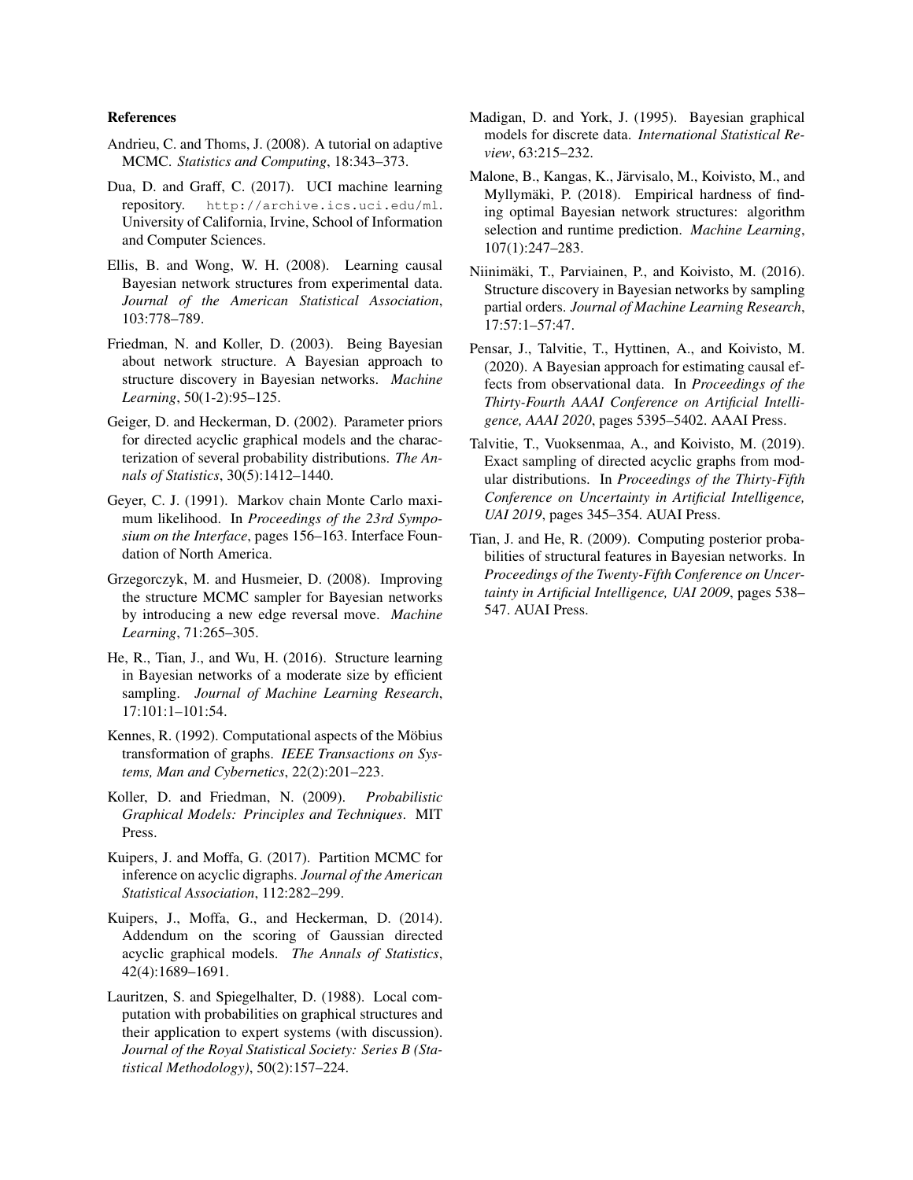## References

Andrieu, C. and Thoms, J. (2008). A tutorial on adaptive MCMC. *Statistics and Computing*, 18:343–373.

Dua, D. and Graff, C. (2017). UCI machine learning repository. http://archive.ics.uci.edu/ml. University of California, Irvine, School of Information and Computer Sciences.

Ellis, B. and Wong, W. H. (2008). Learning causal Bayesian network structures from experimental data. *Journal of the American Statistical Association*, 103:778–789.

Friedman, N. and Koller, D. (2003). Being Bayesian about network structure. A Bayesian approach to structure discovery in Bayesian networks. *Machine Learning*, 50(1-2):95–125.

Geiger, D. and Heckerman, D. (2002). Parameter priors for directed acyclic graphical models and the characterization of several probability distributions. *The Annals of Statistics*, 30(5):1412–1440.

Geyer, C. J. (1991). Markov chain Monte Carlo maximum likelihood. In *Proceedings of the 23rd Symposium on the Interface*, pages 156–163. Interface Foundation of North America.

Grzegorczyk, M. and Husmeier, D. (2008). Improving the structure MCMC sampler for Bayesian networks by introducing a new edge reversal move. *Machine Learning*, 71:265–305.

He, R., Tian, J., and Wu, H. (2016). Structure learning in Bayesian networks of a moderate size by efficient sampling. *Journal of Machine Learning Research*, 17:101:1–101:54.

Kennes, R. (1992). Computational aspects of the Möbius transformation of graphs. *IEEE Transactions on Systems, Man and Cybernetics*, 22(2):201–223.

Koller, D. and Friedman, N. (2009). *Probabilistic Graphical Models: Principles and Techniques*. MIT Press.

Kuipers, J. and Moffa, G. (2017). Partition MCMC for inference on acyclic digraphs. *Journal of the American Statistical Association*, 112:282–299.

Kuipers, J., Moffa, G., and Heckerman, D. (2014). Addendum on the scoring of Gaussian directed acyclic graphical models. *The Annals of Statistics*, 42(4):1689–1691.

Lauritzen, S. and Spiegelhalter, D. (1988). Local computation with probabilities on graphical structures and their application to expert systems (with discussion). *Journal of the Royal Statistical Society: Series B (Statistical Methodology)*, 50(2):157–224.

Madigan, D. and York, J. (1995). Bayesian graphical models for discrete data. *International Statistical Review*, 63:215–232.

Malone, B., Kangas, K., Järvisalo, M., Koivisto, M., and Myllymäki, P. (2018). Empirical hardness of finding optimal Bayesian network structures: algorithm selection and runtime prediction. *Machine Learning*, 107(1):247–283.

Niinimäki, T., Parviainen, P., and Koivisto, M. (2016). Structure discovery in Bayesian networks by sampling partial orders. *Journal of Machine Learning Research*, 17:57:1–57:47.

Pensar, J., Talvitie, T., Hyttinen, A., and Koivisto, M. (2020). A Bayesian approach for estimating causal effects from observational data. In *Proceedings of the Thirty-Fourth AAAI Conference on Artificial Intelligence, AAAI 2020*, pages 5395–5402. AAAI Press.

Talvitie, T., Vuoksenmaa, A., and Koivisto, M. (2019). Exact sampling of directed acyclic graphs from modular distributions. In *Proceedings of the Thirty-Fifth Conference on Uncertainty in Artificial Intelligence, UAI 2019*, pages 345–354. AUAI Press.

Tian, J. and He, R. (2009). Computing posterior probabilities of structural features in Bayesian networks. In *Proceedings of the Twenty-Fifth Conference on Uncertainty in Artificial Intelligence, UAI 2009*, pages 538–547. AUAI Press.